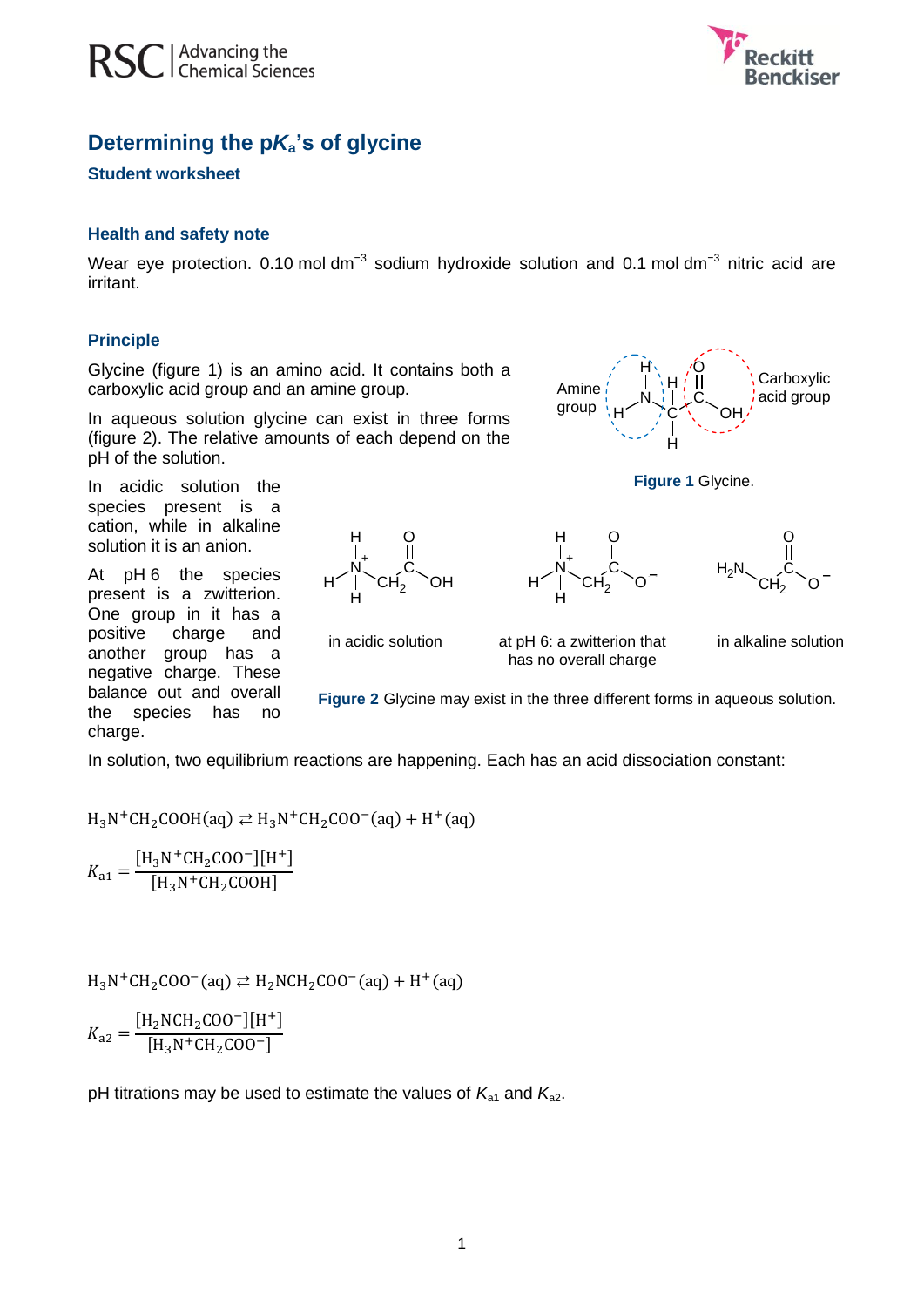# Determining the p$K_a$'s of glycine

## Student worksheet

### Health and safety note

Wear eye protection. 0.10 mol dm$^{-3}$ sodium hydroxide solution and 0.1 mol dm$^{-3}$ nitric acid are irritant.

### Principle

Glycine (figure 1) is an amino acid. It contains both a carboxylic acid group and an amine group.

In aqueous solution glycine can exist in three forms (figure 2). The relative amounts of each depend on the pH of the solution.

**Figure 1** Glycine.

In acidic solution the species present is a cation, while in alkaline solution it is an anion.

At pH 6 the species present is a zwitterion. One group in it has a positive charge and another group has a negative charge. These balance out and overall the species has no charge.

**Figure 2** Glycine may exist in the three different forms in aqueous solution.

In solution, two equilibrium reactions are happening. Each has an acid dissociation constant:

$$H_3N^+CH_2COOH(aq) \rightleftarrows H_3N^+CH_2COO^-(aq) + H^+(aq)$$

$$K_{a1} = \frac{[H_3N^+CH_2COO^-][H^+]}{[H_3N^+CH_2COOH]}$$

$$H_3N^+CH_2COO^-(aq) \rightleftarrows H_2NCH_2COO^-(aq) + H^+(aq)$$

$$K_{a2} = \frac{[H_2NCH_2COO^-][H^+]}{[H_3N^+CH_2COO^-]}$$

pH titrations may be used to estimate the values of $K_{a1}$ and $K_{a2}$.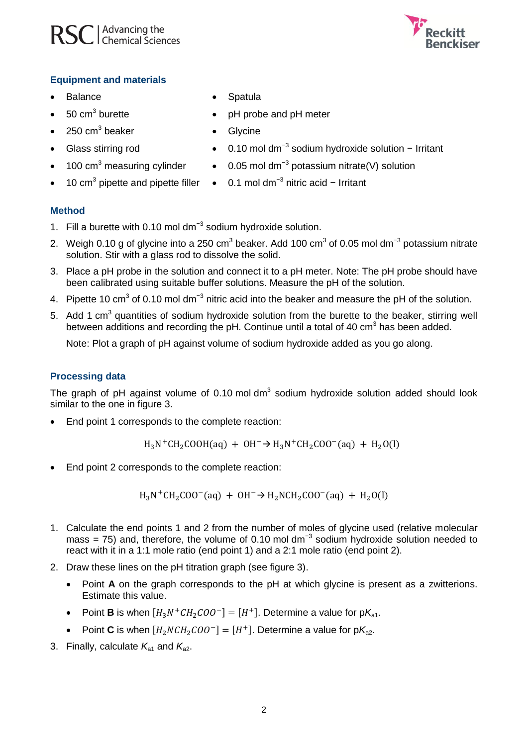### Equipment and materials

- Balance
- 50 $cm^3$ burette
- 250 $cm^3$ beaker
- Glass stirring rod
- 100 $cm^3$ measuring cylinder
- 10 $cm^3$ pipette and pipette filler
- Spatula
- pH probe and pH meter
- Glycine
- 0.10 mol $dm^{-3}$ sodium hydroxide solution − Irritant
- 0.05 mol $dm^{-3}$ potassium nitrate(V) solution
- 0.1 mol $dm^{-3}$ nitric acid − Irritant

### Method

1. Fill a burette with 0.10 mol $dm^{-3}$ sodium hydroxide solution.
2. Weigh 0.10 g of glycine into a 250 $cm^3$ beaker. Add 100 $cm^3$ of 0.05 mol $dm^{-3}$ potassium nitrate solution. Stir with a glass rod to dissolve the solid.
3. Place a pH probe in the solution and connect it to a pH meter. Note: The pH probe should have been calibrated using suitable buffer solutions. Measure the pH of the solution.
4. Pipette 10 $cm^3$ of 0.10 mol $dm^{-3}$ nitric acid into the beaker and measure the pH of the solution.
5. Add 1 $cm^3$ quantities of sodium hydroxide solution from the burette to the beaker, stirring well between additions and recording the pH. Continue until a total of 40 $cm^3$ has been added.

   Note: Plot a graph of pH against volume of sodium hydroxide added as you go along.

### Processing data

The graph of pH against volume of 0.10 mol $dm^3$ sodium hydroxide solution added should look similar to the one in figure 3.

- End point 1 corresponds to the complete reaction:

$$H_3N^+CH_2COOH(aq) + OH^- \rightarrow H_3N^+CH_2COO^-(aq) + H_2O(l)$$

- End point 2 corresponds to the complete reaction:

$$H_3N^+CH_2COO^-(aq) + OH^- \rightarrow H_2NCH_2COO^-(aq) + H_2O(l)$$

1. Calculate the end points 1 and 2 from the number of moles of glycine used (relative molecular mass = 75) and, therefore, the volume of 0.10 mol $dm^{-3}$ sodium hydroxide solution needed to react with it in a 1:1 mole ratio (end point 1) and a 2:1 mole ratio (end point 2).
2. Draw these lines on the pH titration graph (see figure 3).
   - Point **A** on the graph corresponds to the pH at which glycine is present as a zwitterions. Estimate this value.
   - Point **B** is when $[H_3N^+CH_2COO^-] = [H^+]$. Determine a value for p$K_{a1}$.
   - Point **C** is when $[H_2NCH_2COO^-] = [H^+]$. Determine a value for p$K_{a2}$.
3. Finally, calculate $K_{a1}$ and $K_{a2}$.